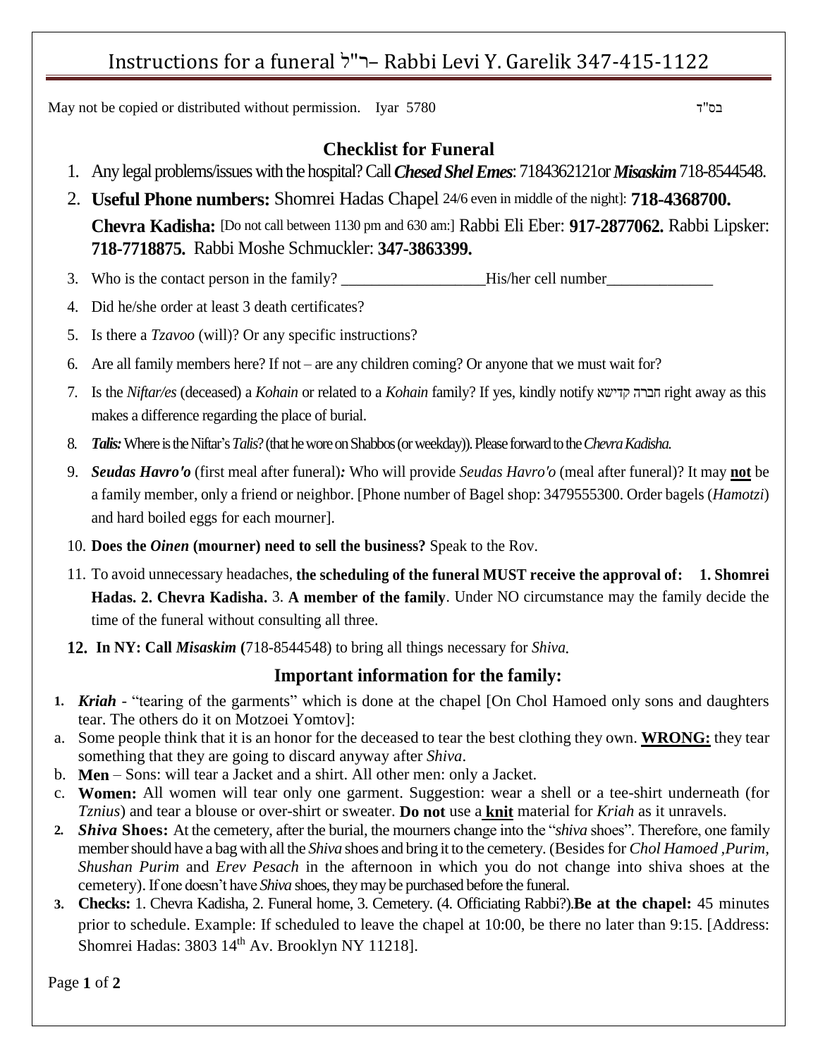# Instructions for a funeral ר"ל– Rabbi Levi Y. Garelik 347-415-1122

May not be copied or distributed without permission. Iyar 5780 בס"ד

## Checklist for Funeral

1. Any legal problems/issues with the hospital? Call ***Chesed Shel Emes***: 7184362121or ***Misaskim*** 718-8544548.
2. **Useful Phone numbers:** Shomrei Hadas Chapel 24/6 even in middle of the night]: **718-4368700.** **Chevra Kadisha:** [Do not call between 1130 pm and 630 am:] Rabbi Eli Eber: **917-2877062.** Rabbi Lipsker: **718-7718875.** Rabbi Moshe Schmuckler: **347-3863399.**
3. Who is the contact person in the family? __________________His/her cell number_____________
4. Did he/she order at least 3 death certificates?
5. Is there a *Tzavoo* (will)? Or any specific instructions?
6. Are all family members here? If not – are any children coming? Or anyone that we must wait for?
7. Is the *Niftar/es* (deceased) a *Kohain* or related to a *Kohain* family? If yes, kindly notify חברה קדישא right away as this makes a difference regarding the place of burial.
8. ***Talis:*** Where is the Niftar's *Talis*? (that he wore on Shabbos (or weekday)). Please forward to the *Chevra Kadisha*.
9. ***Seudas Havro'o*** (first meal after funeral)***:*** Who will provide *Seudas Havro'o* (meal after funeral)? It may **not** be a family member, only a friend or neighbor. [Phone number of Bagel shop: 3479555300. Order bagels (*Hamotzi*) and hard boiled eggs for each mourner].
10. **Does the *Oinen* (mourner) need to sell the business?** Speak to the Rov.
11. To avoid unnecessary headaches, **the scheduling of the funeral MUST receive the approval of: 1. Shomrei Hadas. 2. Chevra Kadisha.** 3. **A member of the family**. Under NO circumstance may the family decide the time of the funeral without consulting all three.
12. **In NY: Call *Misaskim* (**718-8544548) to bring all things necessary for *Shiva*.

## Important information for the family:

1. ***Kriah*** - "tearing of the garments" which is done at the chapel [On Chol Hamoed only sons and daughters tear. The others do it on Motzoei Yomtov]:
   a. Some people think that it is an honor for the deceased to tear the best clothing they own. **WRONG:** they tear something that they are going to discard anyway after *Shiva*.
   b. **Men** – Sons: will tear a Jacket and a shirt. All other men: only a Jacket.
   c. **Women:** All women will tear only one garment. Suggestion: wear a shell or a tee-shirt underneath (for *Tznius*) and tear a blouse or over-shirt or sweater. **Do not** use a **knit** material for *Kriah* as it unravels.
2. ***Shiva* Shoes:** At the cemetery, after the burial, the mourners change into the "*shiva* shoes". Therefore, one family member should have a bag with all the *Shiva* shoes and bring it to the cemetery. (Besides for *Chol Hamoed ,Purim, Shushan Purim* and *Erev Pesach* in the afternoon in which you do not change into shiva shoes at the cemetery). If one doesn't have *Shiva* shoes, they may be purchased before the funeral.
3. **Checks:** 1. Chevra Kadisha, 2. Funeral home, 3. Cemetery. (4. Officiating Rabbi?).**Be at the chapel:** 45 minutes prior to schedule. Example: If scheduled to leave the chapel at 10:00, be there no later than 9:15. [Address: Shomrei Hadas: 3803 14th Av. Brooklyn NY 11218].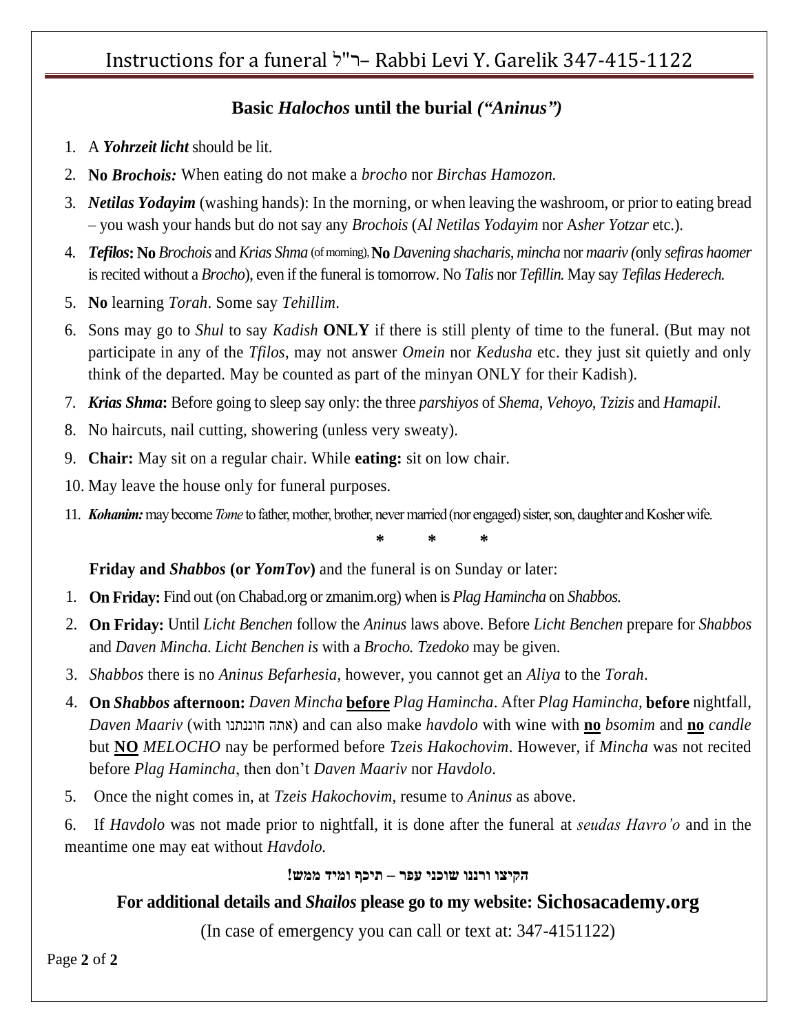# Instructions for a funeral ר"ל– Rabbi Levi Y. Garelik 347-415-1122

## Basic *Halochos* until the burial *("Aninus")*

1. A ***Yohrzeit licht*** should be lit.
2. **No *Brochois:*** When eating do not make a *brocho* nor *Birchas Hamozon.*
3. ***Netilas Yodayim*** (washing hands): In the morning, or when leaving the washroom, or prior to eating bread – you wash your hands but do not say any *Brochois* (A*l Netilas Yodayim* nor A*sher Yotzar* etc.).
4. ***Tefilos*: No** *Brochois* and *Krias Shma* (of morning), **No** *Davening shacharis, mincha* nor *maariv (*only *sefiras haomer* is recited without a *Brocho*), even if the funeral is tomorrow. No *Talis* nor *Tefillin.* May say *Tefilas Hederech.*
5. **No** learning *Torah*. Some say *Tehillim*.
6. Sons may go to *Shul* to say *Kadish* **ONLY** if there is still plenty of time to the funeral. (But may not participate in any of the *Tfilos*, may not answer *Omein* nor *Kedusha* etc. they just sit quietly and only think of the departed. May be counted as part of the minyan ONLY for their Kadish).
7. ***Krias Shma*:** Before going to sleep say only: the three *parshiyos* of *Shema, Vehoyo, Tzizis* and *Hamapil*.
8. No haircuts, nail cutting, showering (unless very sweaty).
9. **Chair:** May sit on a regular chair. While **eating:** sit on low chair.
10. May leave the house only for funeral purposes.
11. ***Kohanim:*** may become *Tome* to father, mother, brother, never married (nor engaged) sister, son, daughter and Kosher wife.

\* \* \*

**Friday and *Shabbos* (or *YomTov*)** and the funeral is on Sunday or later:

1. **On Friday:** Find out (on Chabad.org or zmanim.org) when is *Plag Hamincha* on *Shabbos.*
2. **On Friday:** Until *Licht Benchen* follow the *Aninus* laws above. Before *Licht Benchen* prepare for *Shabbos* and *Daven Mincha*. *Licht Benchen is* with a *Brocho. Tzedoko* may be given.
3. *Shabbos* there is no *Aninus Befarhesia*, however, you cannot get an *Aliya* to the *Torah*.
4. **On *Shabbos* afternoon:** *Daven Mincha* **<u>before</u>** *Plag Hamincha*. After *Plag Hamincha,* **before** nightfall, *Daven Maariv* (with אתה חוננתנו) and can also make *havdolo* with wine with **<u>no</u>** *bsomim* and **<u>no</u>** *candle* but **<u>NO</u>** *MELOCHO* nay be performed before *Tzeis Hakochovim*. However, if *Mincha* was not recited before *Plag Hamincha*, then don't *Daven Maariv* nor *Havdolo*.
5. Once the night comes in, at *Tzeis Hakochovim*, resume to *Aninus* as above.
6. If *Havdolo* was not made prior to nightfall, it is done after the funeral at *seudas Havro'o* and in the meantime one may eat without *Havdolo.*

**הקיצו ורננו שוכני עפר – תיכף ומיד ממש!**

**For additional details and *Shailos* please go to my website: Sichosacademy.org**

(In case of emergency you can call or text at: 347-4151122)